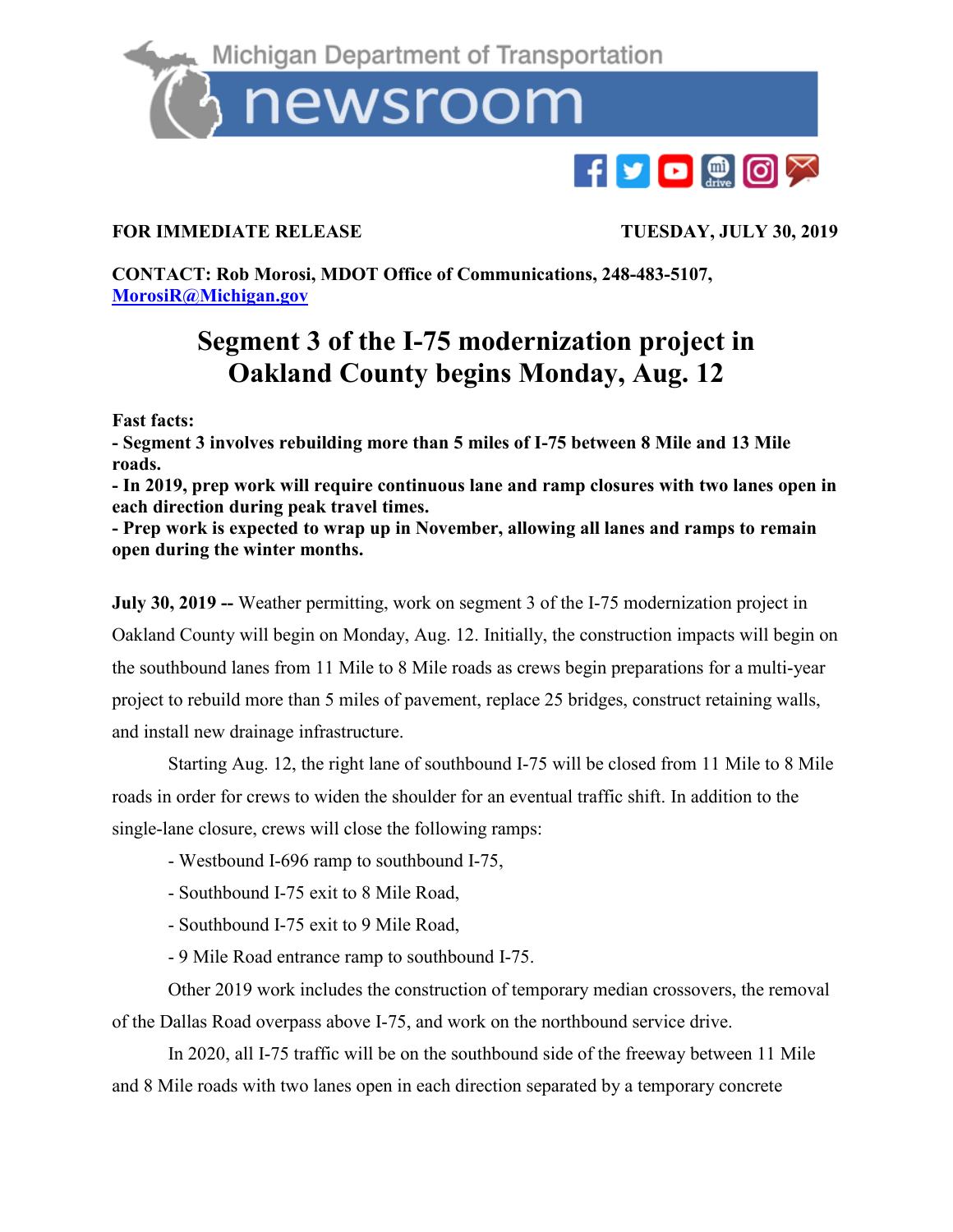Michigan Department of Transportation newsroom

**FOR IMMEDIATE RELEASE** **TUESDAY, JULY 30, 2019**

**CONTACT: Rob Morosi, MDOT Office of Communications, 248-483-5107, MorosiR@Michigan.gov**

# Segment 3 of the I-75 modernization project in Oakland County begins Monday, Aug. 12

**Fast facts:**
**- Segment 3 involves rebuilding more than 5 miles of I-75 between 8 Mile and 13 Mile roads.**
**- In 2019, prep work will require continuous lane and ramp closures with two lanes open in each direction during peak travel times.**
**- Prep work is expected to wrap up in November, allowing all lanes and ramps to remain open during the winter months.**

**July 30, 2019 --** Weather permitting, work on segment 3 of the I-75 modernization project in Oakland County will begin on Monday, Aug. 12. Initially, the construction impacts will begin on the southbound lanes from 11 Mile to 8 Mile roads as crews begin preparations for a multi-year project to rebuild more than 5 miles of pavement, replace 25 bridges, construct retaining walls, and install new drainage infrastructure.

Starting Aug. 12, the right lane of southbound I-75 will be closed from 11 Mile to 8 Mile roads in order for crews to widen the shoulder for an eventual traffic shift. In addition to the single-lane closure, crews will close the following ramps:

- Westbound I-696 ramp to southbound I-75,
- Southbound I-75 exit to 8 Mile Road,
- Southbound I-75 exit to 9 Mile Road,
- 9 Mile Road entrance ramp to southbound I-75.

Other 2019 work includes the construction of temporary median crossovers, the removal of the Dallas Road overpass above I-75, and work on the northbound service drive.

In 2020, all I-75 traffic will be on the southbound side of the freeway between 11 Mile and 8 Mile roads with two lanes open in each direction separated by a temporary concrete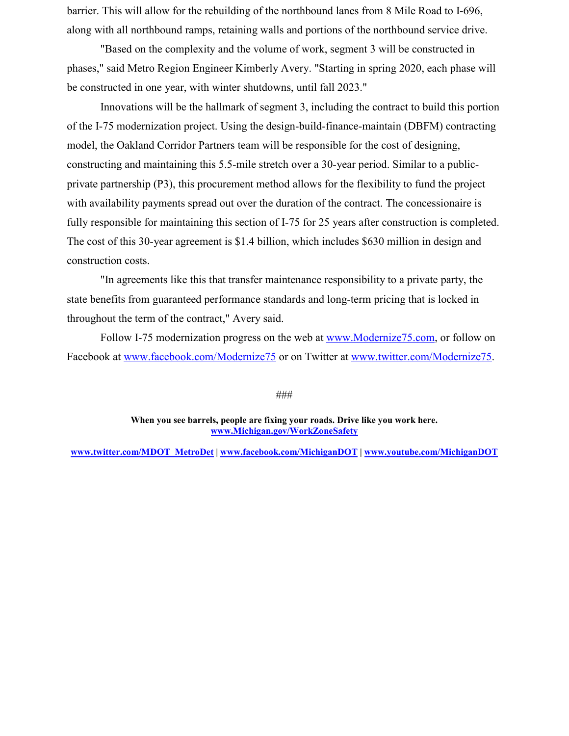barrier. This will allow for the rebuilding of the northbound lanes from 8 Mile Road to I-696, along with all northbound ramps, retaining walls and portions of the northbound service drive.

"Based on the complexity and the volume of work, segment 3 will be constructed in phases," said Metro Region Engineer Kimberly Avery. "Starting in spring 2020, each phase will be constructed in one year, with winter shutdowns, until fall 2023."

Innovations will be the hallmark of segment 3, including the contract to build this portion of the I-75 modernization project. Using the design-build-finance-maintain (DBFM) contracting model, the Oakland Corridor Partners team will be responsible for the cost of designing, constructing and maintaining this 5.5-mile stretch over a 30-year period. Similar to a public-private partnership (P3), this procurement method allows for the flexibility to fund the project with availability payments spread out over the duration of the contract. The concessionaire is fully responsible for maintaining this section of I-75 for 25 years after construction is completed. The cost of this 30-year agreement is $1.4 billion, which includes $630 million in design and construction costs.

"In agreements like this that transfer maintenance responsibility to a private party, the state benefits from guaranteed performance standards and long-term pricing that is locked in throughout the term of the contract," Avery said.

Follow I-75 modernization progress on the web at www.Modernize75.com, or follow on Facebook at www.facebook.com/Modernize75 or on Twitter at www.twitter.com/Modernize75.

###

**When you see barrels, people are fixing your roads. Drive like you work here.**
**www.Michigan.gov/WorkZoneSafety**

**www.twitter.com/MDOT_MetroDet | www.facebook.com/MichiganDOT | www.youtube.com/MichiganDOT**